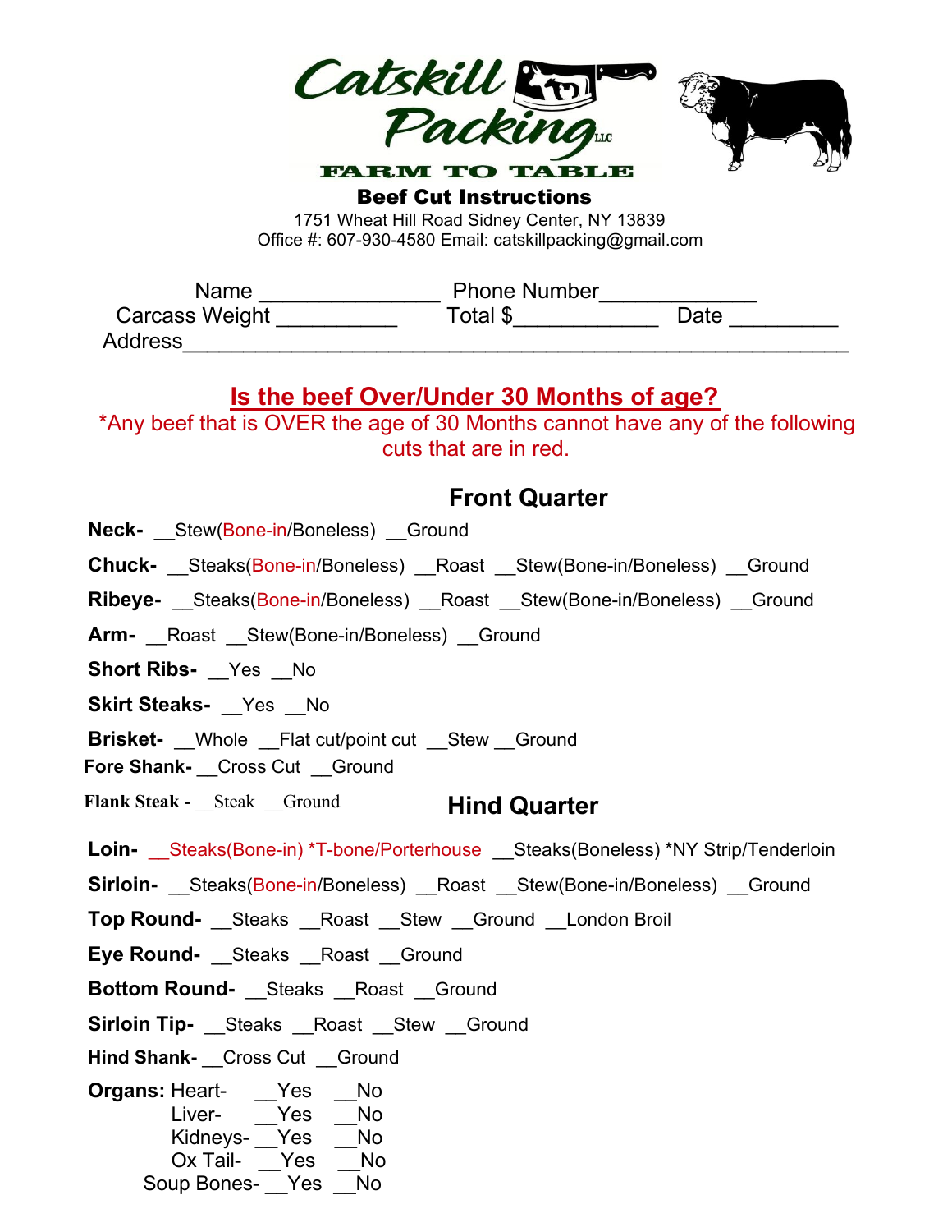# Catskill Packing LLC

**FARM TO TABLE**

## Beef Cut Instructions

1751 Wheat Hill Road Sidney Center, NY 13839
Office #: 607-930-4580 Email: catskillpacking@gmail.com

Name _______________ Phone Number____________
Carcass Weight __________ Total $___________ Date _________
Address___________________________________________________

## Is the beef Over/Under 30 Months of age?

*Any beef that is OVER the age of 30 Months cannot have any of the following cuts that are in red.

### Front Quarter

**Neck-** __Stew(Bone-in/Boneless) __Ground

**Chuck-** __Steaks(Bone-in/Boneless) __Roast __Stew(Bone-in/Boneless) __Ground

**Ribeye-** __Steaks(Bone-in/Boneless) __Roast __Stew(Bone-in/Boneless) __Ground

**Arm-** __Roast __Stew(Bone-in/Boneless) __Ground

**Short Ribs-** __Yes __No

**Skirt Steaks-** __Yes __No

**Brisket-** __Whole __Flat cut/point cut __Stew __Ground

**Fore Shank-** __Cross Cut __Ground

**Flank Steak -** __Steak __Ground

### Hind Quarter

**Loin-** __Steaks(Bone-in) *T-bone/Porterhouse __Steaks(Boneless) *NY Strip/Tenderloin

**Sirloin-** __Steaks(Bone-in/Boneless) __Roast __Stew(Bone-in/Boneless) __Ground

**Top Round-** __Steaks __Roast __Stew __Ground __London Broil

**Eye Round-** __Steaks __Roast __Ground

**Bottom Round-** __Steaks __Roast __Ground

**Sirloin Tip-** __Steaks __Roast __Stew __Ground

**Hind Shank-** __Cross Cut __Ground

**Organs:** Heart- __Yes __No
Liver- __Yes __No
Kidneys- __Yes __No
Ox Tail- __Yes __No
Soup Bones- __Yes __No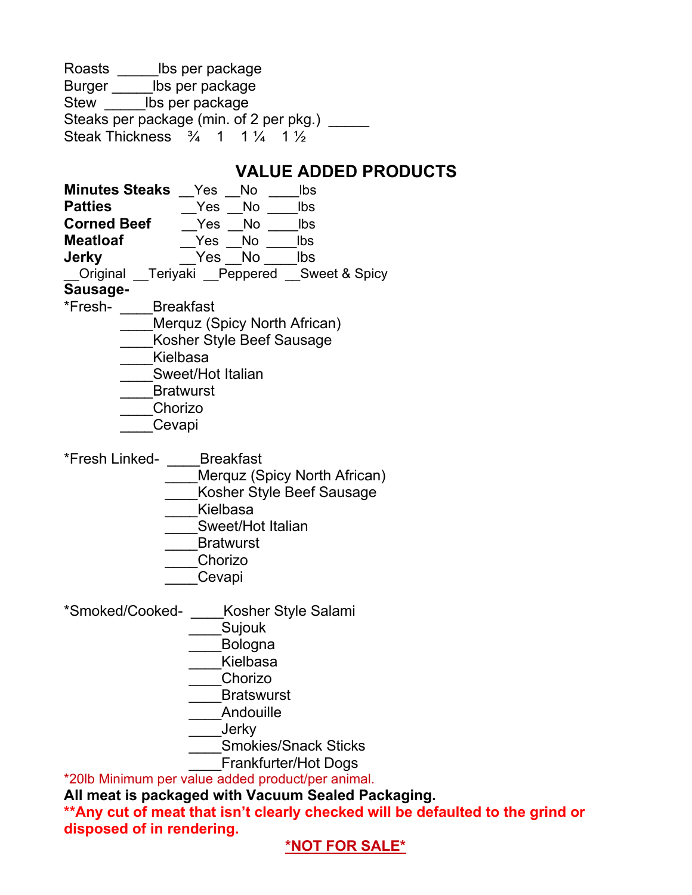Roasts _____lbs per package
Burger _____lbs per package
Stew _____lbs per package
Steaks per package (min. of 2 per pkg.) _____
Steak Thickness ¾ 1 1 ¼ 1 ½

## VALUE ADDED PRODUCTS

**Minutes Steaks** __Yes __No ____lbs
**Patties** __Yes __No ____lbs
**Corned Beef** __Yes __No ____lbs
**Meatloaf** __Yes __No ____lbs
**Jerky** __Yes __No ____lbs
__Original __Teriyaki __Peppered __Sweet & Spicy

**Sausage-**

*Fresh- ____Breakfast
____Merquz (Spicy North African)
____Kosher Style Beef Sausage
____Kielbasa
____Sweet/Hot Italian
____Bratwurst
____Chorizo
____Cevapi

*Fresh Linked- ____Breakfast
____Merquz (Spicy North African)
____Kosher Style Beef Sausage
____Kielbasa
____Sweet/Hot Italian
____Bratwurst
____Chorizo
____Cevapi

*Smoked/Cooked- ____Kosher Style Salami
____Sujouk
____Bologna
____Kielbasa
____Chorizo
____Bratswurst
____Andouille
____Jerky
____Smokies/Snack Sticks
____Frankfurter/Hot Dogs

*20lb Minimum per value added product/per animal.

**All meat is packaged with Vacuum Sealed Packaging.**

****Any cut of meat that isn't clearly checked will be defaulted to the grind or disposed of in rendering.**

***NOT FOR SALE***